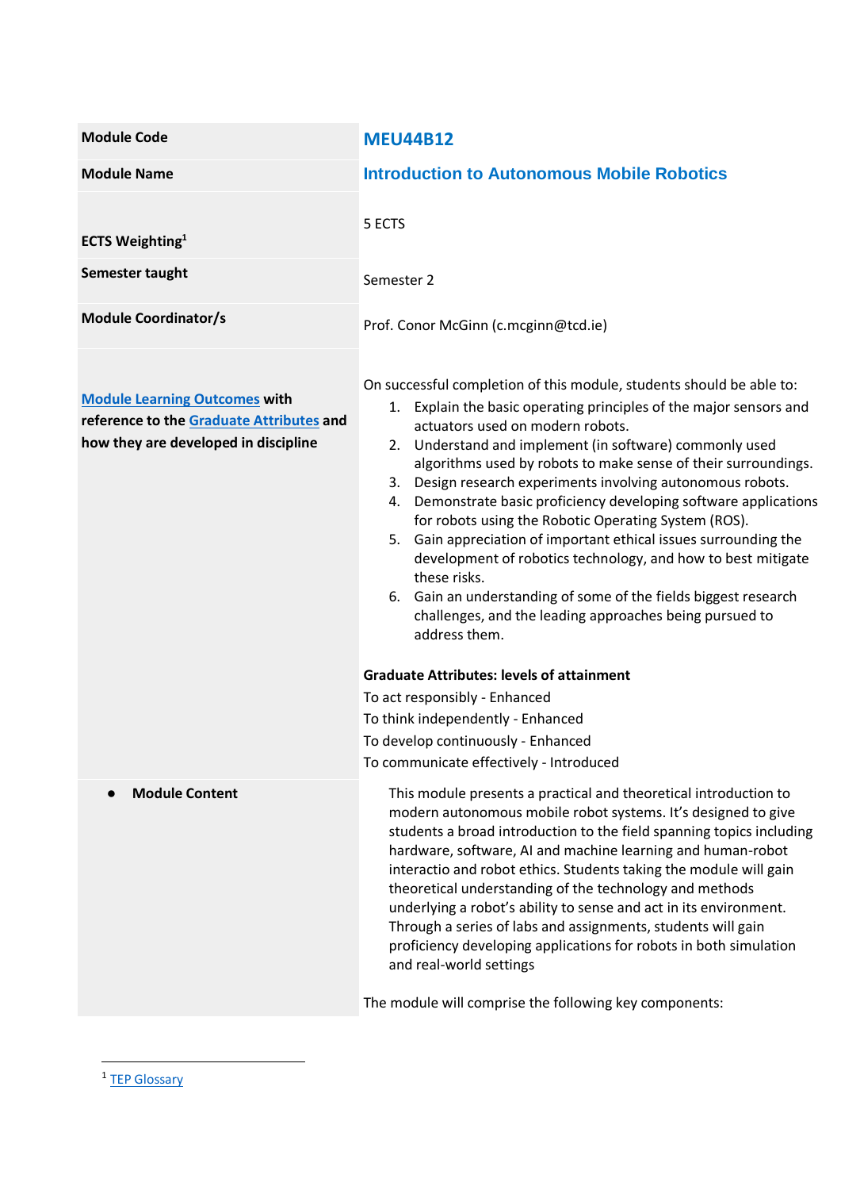| Module Code | MEU44B12 |
|---|---|
| Module Name | Introduction to Autonomous Mobile Robotics |
| ECTS Weighting[1] | 5 ECTS |
| Semester taught | Semester 2 |
| Module Coordinator/s | Prof. Conor McGinn (c.mcginn@tcd.ie) |
| Module Learning Outcomes with reference to the Graduate Attributes and how they are developed in discipline | On successful completion of this module, students should be able to:<br>1. Explain the basic operating principles of the major sensors and actuators used on modern robots.<br>2. Understand and implement (in software) commonly used algorithms used by robots to make sense of their surroundings.<br>3. Design research experiments involving autonomous robots.<br>4. Demonstrate basic proficiency developing software applications for robots using the Robotic Operating System (ROS).<br>5. Gain appreciation of important ethical issues surrounding the development of robotics technology, and how to best mitigate these risks.<br>6. Gain an understanding of some of the fields biggest research challenges, and the leading approaches being pursued to address them.<br><br>**Graduate Attributes: levels of attainment**<br>To act responsibly - Enhanced<br>To think independently - Enhanced<br>To develop continuously - Enhanced<br>To communicate effectively - Introduced |
| • Module Content | This module presents a practical and theoretical introduction to modern autonomous mobile robot systems. It's designed to give students a broad introduction to the field spanning topics including hardware, software, AI and machine learning and human-robot interactio and robot ethics. Students taking the module will gain theoretical understanding of the technology and methods underlying a robot's ability to sense and act in its environment. Through a series of labs and assignments, students will gain proficiency developing applications for robots in both simulation and real-world settings<br><br>The module will comprise the following key components: |

[1] TEP Glossary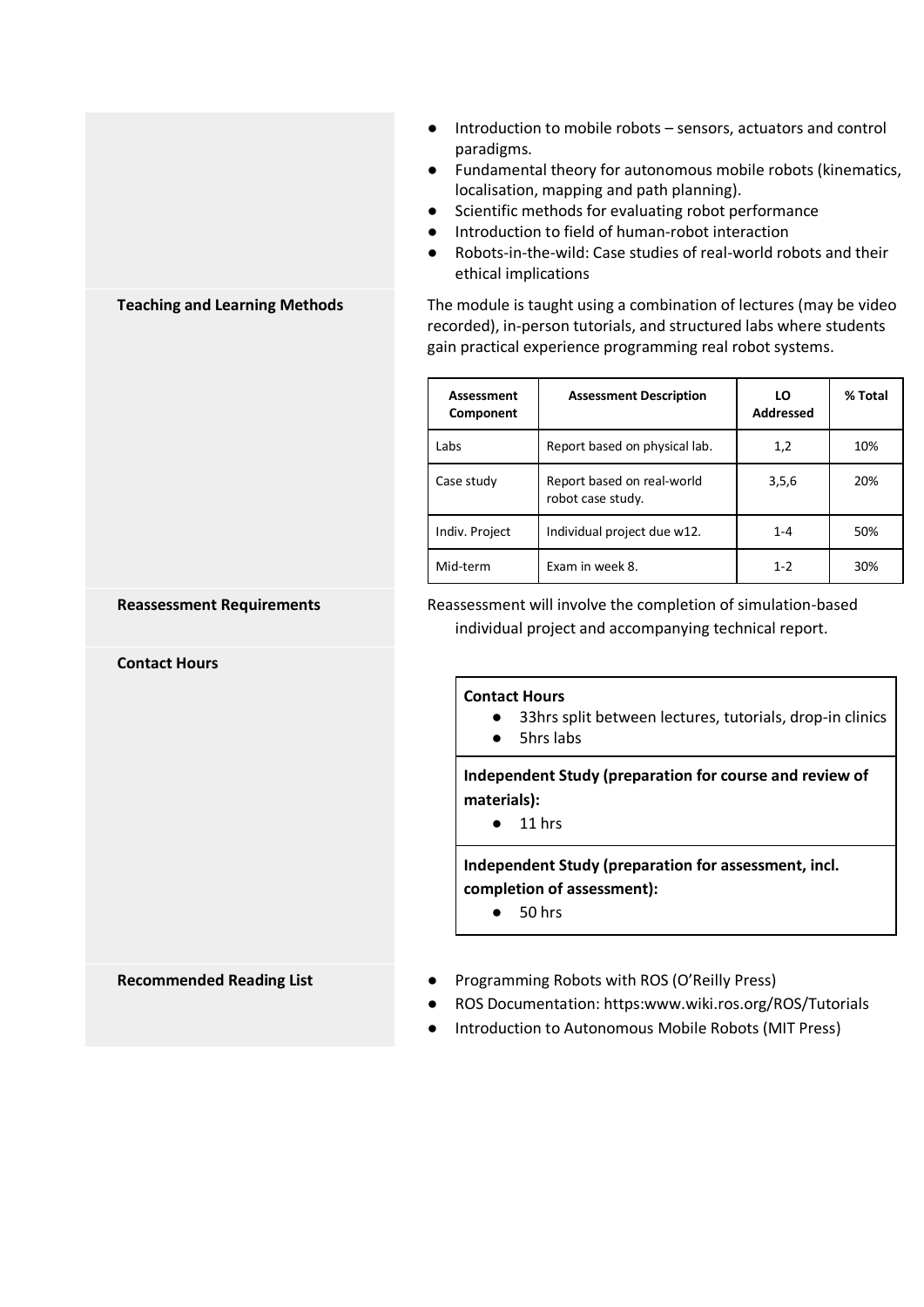- Introduction to mobile robots – sensors, actuators and control paradigms.
- Fundamental theory for autonomous mobile robots (kinematics, localisation, mapping and path planning).
- Scientific methods for evaluating robot performance
- Introduction to field of human-robot interaction
- Robots-in-the-wild: Case studies of real-world robots and their ethical implications

**Teaching and Learning Methods**

The module is taught using a combination of lectures (may be video recorded), in-person tutorials, and structured labs where students gain practical experience programming real robot systems.

| Assessment Component | Assessment Description | LO Addressed | % Total |
|---|---|---|---|
| Labs | Report based on physical lab. | 1,2 | 10% |
| Case study | Report based on real-world robot case study. | 3,5,6 | 20% |
| Indiv. Project | Individual project due w12. | 1-4 | 50% |
| Mid-term | Exam in week 8. | 1-2 | 30% |

**Reassessment Requirements**

Reassessment will involve the completion of simulation-based individual project and accompanying technical report.

**Contact Hours**

**Contact Hours**
- 33hrs split between lectures, tutorials, drop-in clinics
- 5hrs labs

**Independent Study (preparation for course and review of materials):**
- 11 hrs

**Independent Study (preparation for assessment, incl. completion of assessment):**
- 50 hrs

**Recommended Reading List**

- Programming Robots with ROS (O'Reilly Press)
- ROS Documentation: https:www.wiki.ros.org/ROS/Tutorials
- Introduction to Autonomous Mobile Robots (MIT Press)